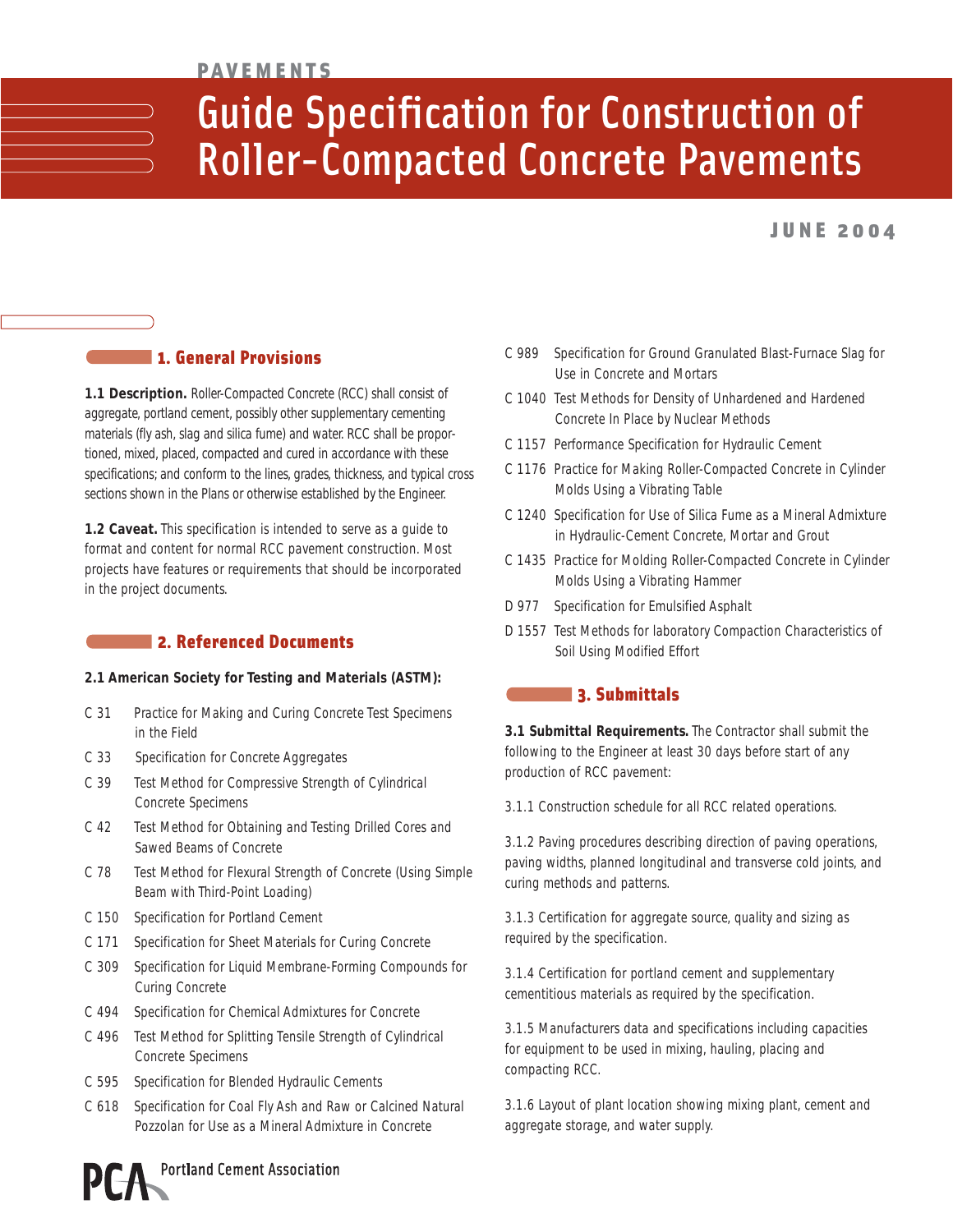PAVEMENTS

# Guide Specification for Construction of Roller-Compacted Concrete Pavements

JUNE 2004

## 1. General Provisions

**1.1 Description.** Roller-Compacted Concrete (RCC) shall consist of aggregate, portland cement, possibly other supplementary cementing materials (fly ash, slag and silica fume) and water. RCC shall be proportioned, mixed, placed, compacted and cured in accordance with these specifications; and conform to the lines, grades, thickness, and typical cross sections shown in the Plans or otherwise established by the Engineer.

**1.2 Caveat.** This specification is intended to serve as a guide to format and content for normal RCC pavement construction. Most projects have features or requirements that should be incorporated in the project documents.

## 2. Referenced Documents

**2.1 American Society for Testing and Materials (ASTM):**

- C 31 Practice for Making and Curing Concrete Test Specimens in the Field
- C 33 Specification for Concrete Aggregates
- C 39 Test Method for Compressive Strength of Cylindrical Concrete Specimens
- C 42 Test Method for Obtaining and Testing Drilled Cores and Sawed Beams of Concrete
- C 78 Test Method for Flexural Strength of Concrete (Using Simple Beam with Third-Point Loading)
- C 150 Specification for Portland Cement
- C 171 Specification for Sheet Materials for Curing Concrete
- C 309 Specification for Liquid Membrane-Forming Compounds for Curing Concrete
- C 494 Specification for Chemical Admixtures for Concrete
- C 496 Test Method for Splitting Tensile Strength of Cylindrical Concrete Specimens
- C 595 Specification for Blended Hydraulic Cements
- C 618 Specification for Coal Fly Ash and Raw or Calcined Natural Pozzolan for Use as a Mineral Admixture in Concrete
- C 989 Specification for Ground Granulated Blast-Furnace Slag for Use in Concrete and Mortars
- C 1040 Test Methods for Density of Unhardened and Hardened Concrete In Place by Nuclear Methods
- C 1157 Performance Specification for Hydraulic Cement
- C 1176 Practice for Making Roller-Compacted Concrete in Cylinder Molds Using a Vibrating Table
- C 1240 Specification for Use of Silica Fume as a Mineral Admixture in Hydraulic-Cement Concrete, Mortar and Grout
- C 1435 Practice for Molding Roller-Compacted Concrete in Cylinder Molds Using a Vibrating Hammer
- D 977 Specification for Emulsified Asphalt
- D 1557 Test Methods for laboratory Compaction Characteristics of Soil Using Modified Effort

## 3. Submittals

**3.1 Submittal Requirements.** The Contractor shall submit the following to the Engineer at least 30 days before start of any production of RCC pavement:

3.1.1 Construction schedule for all RCC related operations.

3.1.2 Paving procedures describing direction of paving operations, paving widths, planned longitudinal and transverse cold joints, and curing methods and patterns.

3.1.3 Certification for aggregate source, quality and sizing as required by the specification.

3.1.4 Certification for portland cement and supplementary cementitious materials as required by the specification.

3.1.5 Manufacturers data and specifications including capacities for equipment to be used in mixing, hauling, placing and compacting RCC.

3.1.6 Layout of plant location showing mixing plant, cement and aggregate storage, and water supply.

Portland Cement Association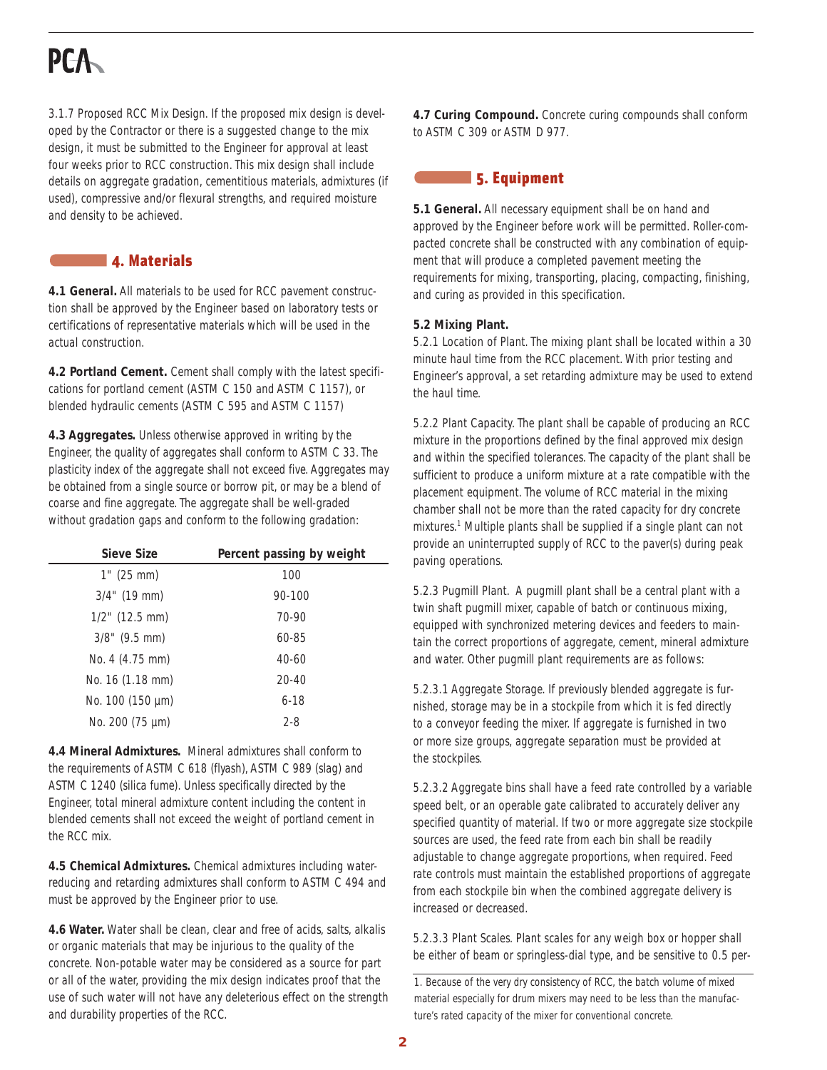3.1.7 Proposed RCC Mix Design. If the proposed mix design is developed by the Contractor or there is a suggested change to the mix design, it must be submitted to the Engineer for approval at least four weeks prior to RCC construction. This mix design shall include details on aggregate gradation, cementitious materials, admixtures (if used), compressive and/or flexural strengths, and required moisture and density to be achieved.

## 4. Materials

**4.1 General.** All materials to be used for RCC pavement construction shall be approved by the Engineer based on laboratory tests or certifications of representative materials which will be used in the actual construction.

**4.2 Portland Cement.** Cement shall comply with the latest specifications for portland cement (ASTM C 150 and ASTM C 1157), or blended hydraulic cements (ASTM C 595 and ASTM C 1157)

**4.3 Aggregates.** Unless otherwise approved in writing by the Engineer, the quality of aggregates shall conform to ASTM C 33. The plasticity index of the aggregate shall not exceed five. Aggregates may be obtained from a single source or borrow pit, or may be a blend of coarse and fine aggregate. The aggregate shall be well-graded without gradation gaps and conform to the following gradation:

| Sieve Size | Percent passing by weight |
|---|---|
| 1" (25 mm) | 100 |
| 3/4" (19 mm) | 90-100 |
| 1/2" (12.5 mm) | 70-90 |
| 3/8" (9.5 mm) | 60-85 |
| No. 4 (4.75 mm) | 40-60 |
| No. 16 (1.18 mm) | 20-40 |
| No. 100 (150 µm) | 6-18 |
| No. 200 (75 µm) | 2-8 |

**4.4 Mineral Admixtures.** Mineral admixtures shall conform to the requirements of ASTM C 618 (flyash), ASTM C 989 (slag) and ASTM C 1240 (silica fume). Unless specifically directed by the Engineer, total mineral admixture content including the content in blended cements shall not exceed the weight of portland cement in the RCC mix.

**4.5 Chemical Admixtures.** Chemical admixtures including water-reducing and retarding admixtures shall conform to ASTM C 494 and must be approved by the Engineer prior to use.

**4.6 Water.** Water shall be clean, clear and free of acids, salts, alkalis or organic materials that may be injurious to the quality of the concrete. Non-potable water may be considered as a source for part or all of the water, providing the mix design indicates proof that the use of such water will not have any deleterious effect on the strength and durability properties of the RCC.

**4.7 Curing Compound.** Concrete curing compounds shall conform to ASTM C 309 or ASTM D 977.

## 5. Equipment

**5.1 General.** All necessary equipment shall be on hand and approved by the Engineer before work will be permitted. Roller-compacted concrete shall be constructed with any combination of equipment that will produce a completed pavement meeting the requirements for mixing, transporting, placing, compacting, finishing, and curing as provided in this specification.

**5.2 Mixing Plant.**

5.2.1 Location of Plant. The mixing plant shall be located within a 30 minute haul time from the RCC placement. With prior testing and Engineer's approval, a set retarding admixture may be used to extend the haul time.

5.2.2 Plant Capacity. The plant shall be capable of producing an RCC mixture in the proportions defined by the final approved mix design and within the specified tolerances. The capacity of the plant shall be sufficient to produce a uniform mixture at a rate compatible with the placement equipment. The volume of RCC material in the mixing chamber shall not be more than the rated capacity for dry concrete mixtures.[1] Multiple plants shall be supplied if a single plant can not provide an uninterrupted supply of RCC to the paver(s) during peak paving operations.

5.2.3 Pugmill Plant. A pugmill plant shall be a central plant with a twin shaft pugmill mixer, capable of batch or continuous mixing, equipped with synchronized metering devices and feeders to maintain the correct proportions of aggregate, cement, mineral admixture and water. Other pugmill plant requirements are as follows:

5.2.3.1 Aggregate Storage. If previously blended aggregate is furnished, storage may be in a stockpile from which it is fed directly to a conveyor feeding the mixer. If aggregate is furnished in two or more size groups, aggregate separation must be provided at the stockpiles.

5.2.3.2 Aggregate bins shall have a feed rate controlled by a variable speed belt, or an operable gate calibrated to accurately deliver any specified quantity of material. If two or more aggregate size stockpile sources are used, the feed rate from each bin shall be readily adjustable to change aggregate proportions, when required. Feed rate controls must maintain the established proportions of aggregate from each stockpile bin when the combined aggregate delivery is increased or decreased.

5.2.3.3 Plant Scales. Plant scales for any weigh box or hopper shall be either of beam or springless-dial type, and be sensitive to 0.5 per-

1. Because of the very dry consistency of RCC, the batch volume of mixed material especially for drum mixers may need to be less than the manufacture's rated capacity of the mixer for conventional concrete.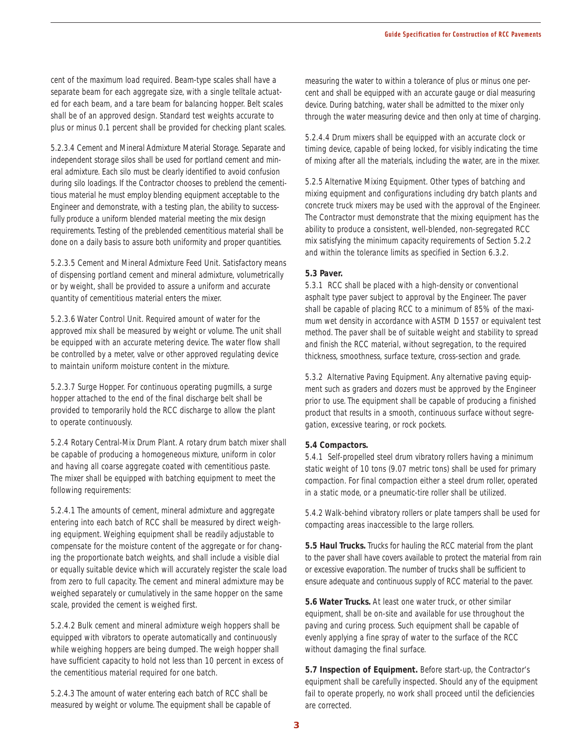cent of the maximum load required. Beam-type scales shall have a separate beam for each aggregate size, with a single telltale actuated for each beam, and a tare beam for balancing hopper. Belt scales shall be of an approved design. Standard test weights accurate to plus or minus 0.1 percent shall be provided for checking plant scales.

5.2.3.4 Cement and Mineral Admixture Material Storage. Separate and independent storage silos shall be used for portland cement and mineral admixture. Each silo must be clearly identified to avoid confusion during silo loadings. If the Contractor chooses to preblend the cementitious material he must employ blending equipment acceptable to the Engineer and demonstrate, with a testing plan, the ability to successfully produce a uniform blended material meeting the mix design requirements. Testing of the preblended cementitious material shall be done on a daily basis to assure both uniformity and proper quantities.

5.2.3.5 Cement and Mineral Admixture Feed Unit. Satisfactory means of dispensing portland cement and mineral admixture, volumetrically or by weight, shall be provided to assure a uniform and accurate quantity of cementitious material enters the mixer.

5.2.3.6 Water Control Unit. Required amount of water for the approved mix shall be measured by weight or volume. The unit shall be equipped with an accurate metering device. The water flow shall be controlled by a meter, valve or other approved regulating device to maintain uniform moisture content in the mixture.

5.2.3.7 Surge Hopper. For continuous operating pugmills, a surge hopper attached to the end of the final discharge belt shall be provided to temporarily hold the RCC discharge to allow the plant to operate continuously.

5.2.4 Rotary Central-Mix Drum Plant. A rotary drum batch mixer shall be capable of producing a homogeneous mixture, uniform in color and having all coarse aggregate coated with cementitious paste. The mixer shall be equipped with batching equipment to meet the following requirements:

5.2.4.1 The amounts of cement, mineral admixture and aggregate entering into each batch of RCC shall be measured by direct weighing equipment. Weighing equipment shall be readily adjustable to compensate for the moisture content of the aggregate or for changing the proportionate batch weights, and shall include a visible dial or equally suitable device which will accurately register the scale load from zero to full capacity. The cement and mineral admixture may be weighed separately or cumulatively in the same hopper on the same scale, provided the cement is weighed first.

5.2.4.2 Bulk cement and mineral admixture weigh hoppers shall be equipped with vibrators to operate automatically and continuously while weighing hoppers are being dumped. The weigh hopper shall have sufficient capacity to hold not less than 10 percent in excess of the cementitious material required for one batch.

5.2.4.3 The amount of water entering each batch of RCC shall be measured by weight or volume. The equipment shall be capable of measuring the water to within a tolerance of plus or minus one percent and shall be equipped with an accurate gauge or dial measuring device. During batching, water shall be admitted to the mixer only through the water measuring device and then only at time of charging.

5.2.4.4 Drum mixers shall be equipped with an accurate clock or timing device, capable of being locked, for visibly indicating the time of mixing after all the materials, including the water, are in the mixer.

5.2.5 Alternative Mixing Equipment. Other types of batching and mixing equipment and configurations including dry batch plants and concrete truck mixers may be used with the approval of the Engineer. The Contractor must demonstrate that the mixing equipment has the ability to produce a consistent, well-blended, non-segregated RCC mix satisfying the minimum capacity requirements of Section 5.2.2 and within the tolerance limits as specified in Section 6.3.2.

**5.3 Paver.**

5.3.1 RCC shall be placed with a high-density or conventional asphalt type paver subject to approval by the Engineer. The paver shall be capable of placing RCC to a minimum of 85% of the maximum wet density in accordance with ASTM D 1557 or equivalent test method. The paver shall be of suitable weight and stability to spread and finish the RCC material, without segregation, to the required thickness, smoothness, surface texture, cross-section and grade.

5.3.2 Alternative Paving Equipment. Any alternative paving equipment such as graders and dozers must be approved by the Engineer prior to use. The equipment shall be capable of producing a finished product that results in a smooth, continuous surface without segregation, excessive tearing, or rock pockets.

**5.4 Compactors.**

5.4.1 Self-propelled steel drum vibratory rollers having a minimum static weight of 10 tons (9.07 metric tons) shall be used for primary compaction. For final compaction either a steel drum roller, operated in a static mode, or a pneumatic-tire roller shall be utilized.

5.4.2 Walk-behind vibratory rollers or plate tampers shall be used for compacting areas inaccessible to the large rollers.

**5.5 Haul Trucks.** Trucks for hauling the RCC material from the plant to the paver shall have covers available to protect the material from rain or excessive evaporation. The number of trucks shall be sufficient to ensure adequate and continuous supply of RCC material to the paver.

**5.6 Water Trucks.** At least one water truck, or other similar equipment, shall be on-site and available for use throughout the paving and curing process. Such equipment shall be capable of evenly applying a fine spray of water to the surface of the RCC without damaging the final surface.

**5.7 Inspection of Equipment.** Before start-up, the Contractor's equipment shall be carefully inspected. Should any of the equipment fail to operate properly, no work shall proceed until the deficiencies are corrected.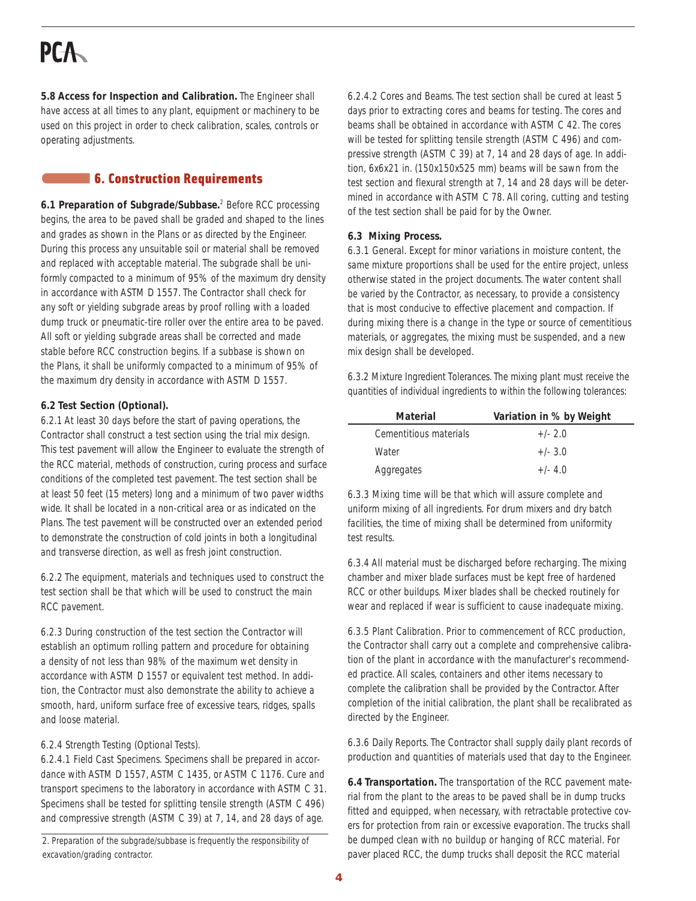**5.8 Access for Inspection and Calibration.** The Engineer shall have access at all times to any plant, equipment or machinery to be used on this project in order to check calibration, scales, controls or operating adjustments.

## 6. Construction Requirements

**6.1 Preparation of Subgrade/Subbase.**[2] Before RCC processing begins, the area to be paved shall be graded and shaped to the lines and grades as shown in the Plans or as directed by the Engineer. During this process any unsuitable soil or material shall be removed and replaced with acceptable material. The subgrade shall be uniformly compacted to a minimum of 95% of the maximum dry density in accordance with ASTM D 1557. The Contractor shall check for any soft or yielding subgrade areas by proof rolling with a loaded dump truck or pneumatic-tire roller over the entire area to be paved. All soft or yielding subgrade areas shall be corrected and made stable before RCC construction begins. If a subbase is shown on the Plans, it shall be uniformly compacted to a minimum of 95% of the maximum dry density in accordance with ASTM D 1557.

**6.2 Test Section (Optional).**

6.2.1 At least 30 days before the start of paving operations, the Contractor shall construct a test section using the trial mix design. This test pavement will allow the Engineer to evaluate the strength of the RCC material, methods of construction, curing process and surface conditions of the completed test pavement. The test section shall be at least 50 feet (15 meters) long and a minimum of two paver widths wide. It shall be located in a non-critical area or as indicated on the Plans. The test pavement will be constructed over an extended period to demonstrate the construction of cold joints in both a longitudinal and transverse direction, as well as fresh joint construction.

6.2.2 The equipment, materials and techniques used to construct the test section shall be that which will be used to construct the main RCC pavement.

6.2.3 During construction of the test section the Contractor will establish an optimum rolling pattern and procedure for obtaining a density of not less than 98% of the maximum wet density in accordance with ASTM D 1557 or equivalent test method. In addition, the Contractor must also demonstrate the ability to achieve a smooth, hard, uniform surface free of excessive tears, ridges, spalls and loose material.

6.2.4 Strength Testing (Optional Tests).

6.2.4.1 Field Cast Specimens. Specimens shall be prepared in accordance with ASTM D 1557, ASTM C 1435, or ASTM C 1176. Cure and transport specimens to the laboratory in accordance with ASTM C 31. Specimens shall be tested for splitting tensile strength (ASTM C 496) and compressive strength (ASTM C 39) at 7, 14, and 28 days of age.

2. Preparation of the subgrade/subbase is frequently the responsibility of excavation/grading contractor.

6.2.4.2 Cores and Beams. The test section shall be cured at least 5 days prior to extracting cores and beams for testing. The cores and beams shall be obtained in accordance with ASTM C 42. The cores will be tested for splitting tensile strength (ASTM C 496) and compressive strength (ASTM C 39) at 7, 14 and 28 days of age. In addition, 6x6x21 in. (150x150x525 mm) beams will be sawn from the test section and flexural strength at 7, 14 and 28 days will be determined in accordance with ASTM C 78. All coring, cutting and testing of the test section shall be paid for by the Owner.

**6.3 Mixing Process.**

6.3.1 General. Except for minor variations in moisture content, the same mixture proportions shall be used for the entire project, unless otherwise stated in the project documents. The water content shall be varied by the Contractor, as necessary, to provide a consistency that is most conducive to effective placement and compaction. If during mixing there is a change in the type or source of cementitious materials, or aggregates, the mixing must be suspended, and a new mix design shall be developed.

6.3.2 Mixture Ingredient Tolerances. The mixing plant must receive the quantities of individual ingredients to within the following tolerances:

| Material | Variation in % by Weight |
|---|---|
| Cementitious materials | +/- 2.0 |
| Water | +/- 3.0 |
| Aggregates | +/- 4.0 |

6.3.3 Mixing time will be that which will assure complete and uniform mixing of all ingredients. For drum mixers and dry batch facilities, the time of mixing shall be determined from uniformity test results.

6.3.4 All material must be discharged before recharging. The mixing chamber and mixer blade surfaces must be kept free of hardened RCC or other buildups. Mixer blades shall be checked routinely for wear and replaced if wear is sufficient to cause inadequate mixing.

6.3.5 Plant Calibration. Prior to commencement of RCC production, the Contractor shall carry out a complete and comprehensive calibration of the plant in accordance with the manufacturer's recommended practice. All scales, containers and other items necessary to complete the calibration shall be provided by the Contractor. After completion of the initial calibration, the plant shall be recalibrated as directed by the Engineer.

6.3.6 Daily Reports. The Contractor shall supply daily plant records of production and quantities of materials used that day to the Engineer.

**6.4 Transportation.** The transportation of the RCC pavement material from the plant to the areas to be paved shall be in dump trucks fitted and equipped, when necessary, with retractable protective covers for protection from rain or excessive evaporation. The trucks shall be dumped clean with no buildup or hanging of RCC material. For paver placed RCC, the dump trucks shall deposit the RCC material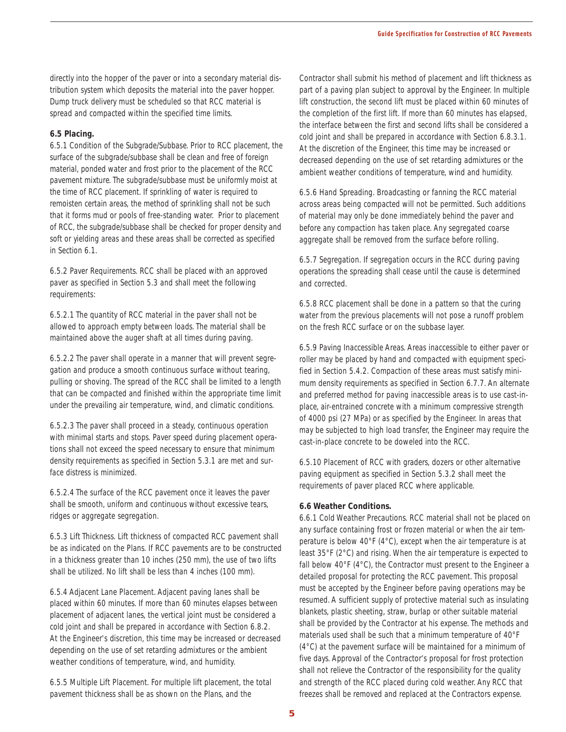directly into the hopper of the paver or into a secondary material distribution system which deposits the material into the paver hopper. Dump truck delivery must be scheduled so that RCC material is spread and compacted within the specified time limits.

**6.5 Placing.**

6.5.1 Condition of the Subgrade/Subbase. Prior to RCC placement, the surface of the subgrade/subbase shall be clean and free of foreign material, ponded water and frost prior to the placement of the RCC pavement mixture. The subgrade/subbase must be uniformly moist at the time of RCC placement. If sprinkling of water is required to remoisten certain areas, the method of sprinkling shall not be such that it forms mud or pools of free-standing water. Prior to placement of RCC, the subgrade/subbase shall be checked for proper density and soft or yielding areas and these areas shall be corrected as specified in Section 6.1.

6.5.2 Paver Requirements. RCC shall be placed with an approved paver as specified in Section 5.3 and shall meet the following requirements:

6.5.2.1 The quantity of RCC material in the paver shall not be allowed to approach empty between loads. The material shall be maintained above the auger shaft at all times during paving.

6.5.2.2 The paver shall operate in a manner that will prevent segregation and produce a smooth continuous surface without tearing, pulling or shoving. The spread of the RCC shall be limited to a length that can be compacted and finished within the appropriate time limit under the prevailing air temperature, wind, and climatic conditions.

6.5.2.3 The paver shall proceed in a steady, continuous operation with minimal starts and stops. Paver speed during placement operations shall not exceed the speed necessary to ensure that minimum density requirements as specified in Section 5.3.1 are met and surface distress is minimized.

6.5.2.4 The surface of the RCC pavement once it leaves the paver shall be smooth, uniform and continuous without excessive tears, ridges or aggregate segregation.

6.5.3 Lift Thickness. Lift thickness of compacted RCC pavement shall be as indicated on the Plans. If RCC pavements are to be constructed in a thickness greater than 10 inches (250 mm), the use of two lifts shall be utilized. No lift shall be less than 4 inches (100 mm).

6.5.4 Adjacent Lane Placement. Adjacent paving lanes shall be placed within 60 minutes. If more than 60 minutes elapses between placement of adjacent lanes, the vertical joint must be considered a cold joint and shall be prepared in accordance with Section 6.8.2. At the Engineer's discretion, this time may be increased or decreased depending on the use of set retarding admixtures or the ambient weather conditions of temperature, wind, and humidity.

6.5.5 Multiple Lift Placement. For multiple lift placement, the total pavement thickness shall be as shown on the Plans, and the Contractor shall submit his method of placement and lift thickness as part of a paving plan subject to approval by the Engineer. In multiple lift construction, the second lift must be placed within 60 minutes of the completion of the first lift. If more than 60 minutes has elapsed, the interface between the first and second lifts shall be considered a cold joint and shall be prepared in accordance with Section 6.8.3.1. At the discretion of the Engineer, this time may be increased or decreased depending on the use of set retarding admixtures or the ambient weather conditions of temperature, wind and humidity.

6.5.6 Hand Spreading. Broadcasting or fanning the RCC material across areas being compacted will not be permitted. Such additions of material may only be done immediately behind the paver and before any compaction has taken place. Any segregated coarse aggregate shall be removed from the surface before rolling.

6.5.7 Segregation. If segregation occurs in the RCC during paving operations the spreading shall cease until the cause is determined and corrected.

6.5.8 RCC placement shall be done in a pattern so that the curing water from the previous placements will not pose a runoff problem on the fresh RCC surface or on the subbase layer.

6.5.9 Paving Inaccessible Areas. Areas inaccessible to either paver or roller may be placed by hand and compacted with equipment specified in Section 5.4.2. Compaction of these areas must satisfy minimum density requirements as specified in Section 6.7.7. An alternate and preferred method for paving inaccessible areas is to use cast-in-place, air-entrained concrete with a minimum compressive strength of 4000 psi (27 MPa) or as specified by the Engineer. In areas that may be subjected to high load transfer, the Engineer may require the cast-in-place concrete to be doweled into the RCC.

6.5.10 Placement of RCC with graders, dozers or other alternative paving equipment as specified in Section 5.3.2 shall meet the requirements of paver placed RCC where applicable.

**6.6 Weather Conditions.**

6.6.1 Cold Weather Precautions. RCC material shall not be placed on any surface containing frost or frozen material or when the air temperature is below 40°F (4°C), except when the air temperature is at least 35°F (2°C) and rising. When the air temperature is expected to fall below 40°F (4°C), the Contractor must present to the Engineer a detailed proposal for protecting the RCC pavement. This proposal must be accepted by the Engineer before paving operations may be resumed. A sufficient supply of protective material such as insulating blankets, plastic sheeting, straw, burlap or other suitable material shall be provided by the Contractor at his expense. The methods and materials used shall be such that a minimum temperature of 40°F (4°C) at the pavement surface will be maintained for a minimum of five days. Approval of the Contractor's proposal for frost protection shall not relieve the Contractor of the responsibility for the quality and strength of the RCC placed during cold weather. Any RCC that freezes shall be removed and replaced at the Contractors expense.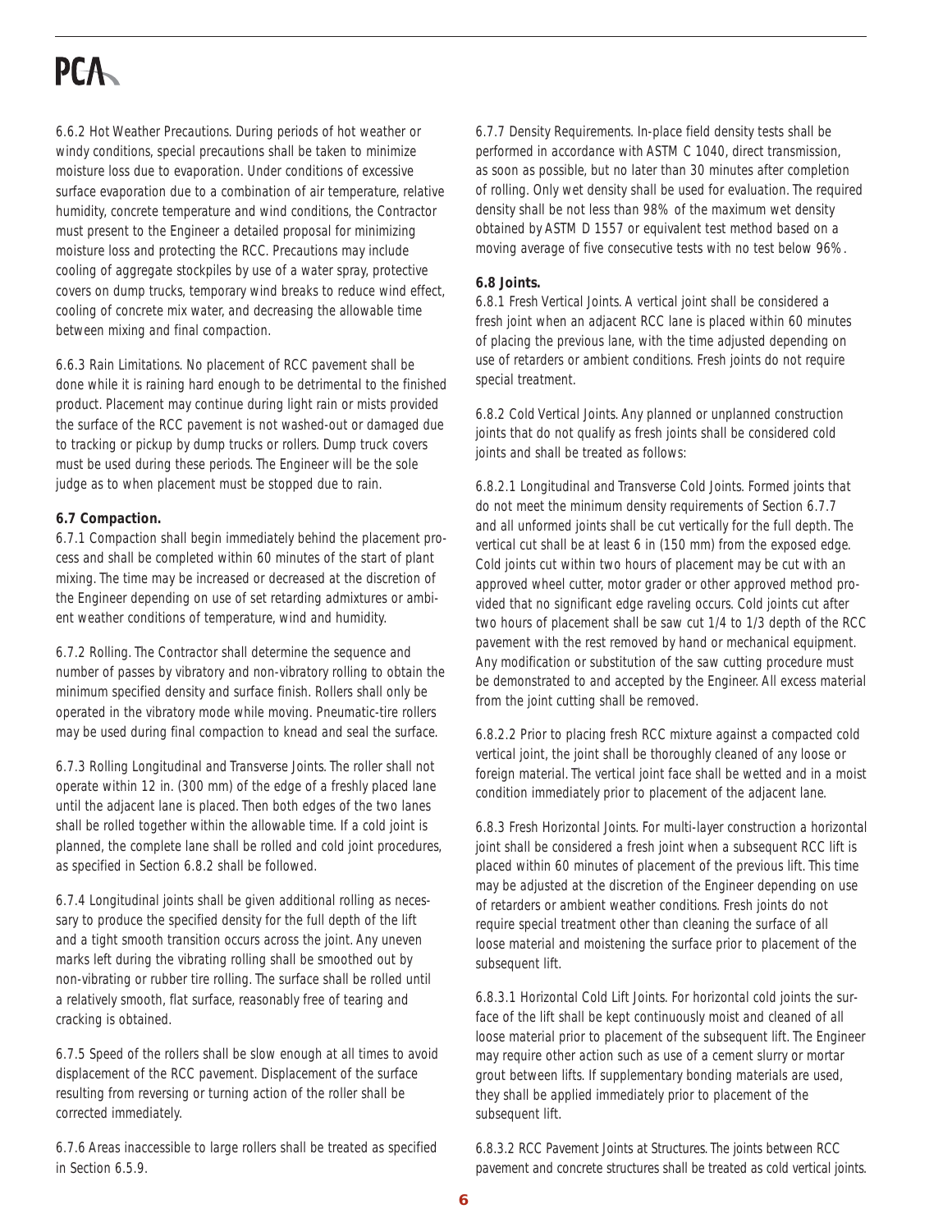6.6.2 Hot Weather Precautions. During periods of hot weather or windy conditions, special precautions shall be taken to minimize moisture loss due to evaporation. Under conditions of excessive surface evaporation due to a combination of air temperature, relative humidity, concrete temperature and wind conditions, the Contractor must present to the Engineer a detailed proposal for minimizing moisture loss and protecting the RCC. Precautions may include cooling of aggregate stockpiles by use of a water spray, protective covers on dump trucks, temporary wind breaks to reduce wind effect, cooling of concrete mix water, and decreasing the allowable time between mixing and final compaction.

6.6.3 Rain Limitations. No placement of RCC pavement shall be done while it is raining hard enough to be detrimental to the finished product. Placement may continue during light rain or mists provided the surface of the RCC pavement is not washed-out or damaged due to tracking or pickup by dump trucks or rollers. Dump truck covers must be used during these periods. The Engineer will be the sole judge as to when placement must be stopped due to rain.

**6.7 Compaction.**

6.7.1 Compaction shall begin immediately behind the placement process and shall be completed within 60 minutes of the start of plant mixing. The time may be increased or decreased at the discretion of the Engineer depending on use of set retarding admixtures or ambient weather conditions of temperature, wind and humidity.

6.7.2 Rolling. The Contractor shall determine the sequence and number of passes by vibratory and non-vibratory rolling to obtain the minimum specified density and surface finish. Rollers shall only be operated in the vibratory mode while moving. Pneumatic-tire rollers may be used during final compaction to knead and seal the surface.

6.7.3 Rolling Longitudinal and Transverse Joints. The roller shall not operate within 12 in. (300 mm) of the edge of a freshly placed lane until the adjacent lane is placed. Then both edges of the two lanes shall be rolled together within the allowable time. If a cold joint is planned, the complete lane shall be rolled and cold joint procedures, as specified in Section 6.8.2 shall be followed.

6.7.4 Longitudinal joints shall be given additional rolling as necessary to produce the specified density for the full depth of the lift and a tight smooth transition occurs across the joint. Any uneven marks left during the vibrating rolling shall be smoothed out by non-vibrating or rubber tire rolling. The surface shall be rolled until a relatively smooth, flat surface, reasonably free of tearing and cracking is obtained.

6.7.5 Speed of the rollers shall be slow enough at all times to avoid displacement of the RCC pavement. Displacement of the surface resulting from reversing or turning action of the roller shall be corrected immediately.

6.7.6 Areas inaccessible to large rollers shall be treated as specified in Section 6.5.9.

6.7.7 Density Requirements. In-place field density tests shall be performed in accordance with ASTM C 1040, direct transmission, as soon as possible, but no later than 30 minutes after completion of rolling. Only wet density shall be used for evaluation. The required density shall be not less than 98% of the maximum wet density obtained by ASTM D 1557 or equivalent test method based on a moving average of five consecutive tests with no test below 96%.

**6.8 Joints.**

6.8.1 Fresh Vertical Joints. A vertical joint shall be considered a fresh joint when an adjacent RCC lane is placed within 60 minutes of placing the previous lane, with the time adjusted depending on use of retarders or ambient conditions. Fresh joints do not require special treatment.

6.8.2 Cold Vertical Joints. Any planned or unplanned construction joints that do not qualify as fresh joints shall be considered cold joints and shall be treated as follows:

6.8.2.1 Longitudinal and Transverse Cold Joints. Formed joints that do not meet the minimum density requirements of Section 6.7.7 and all unformed joints shall be cut vertically for the full depth. The vertical cut shall be at least 6 in (150 mm) from the exposed edge. Cold joints cut within two hours of placement may be cut with an approved wheel cutter, motor grader or other approved method provided that no significant edge raveling occurs. Cold joints cut after two hours of placement shall be saw cut 1/4 to 1/3 depth of the RCC pavement with the rest removed by hand or mechanical equipment. Any modification or substitution of the saw cutting procedure must be demonstrated to and accepted by the Engineer. All excess material from the joint cutting shall be removed.

6.8.2.2 Prior to placing fresh RCC mixture against a compacted cold vertical joint, the joint shall be thoroughly cleaned of any loose or foreign material. The vertical joint face shall be wetted and in a moist condition immediately prior to placement of the adjacent lane.

6.8.3 Fresh Horizontal Joints. For multi-layer construction a horizontal joint shall be considered a fresh joint when a subsequent RCC lift is placed within 60 minutes of placement of the previous lift. This time may be adjusted at the discretion of the Engineer depending on use of retarders or ambient weather conditions. Fresh joints do not require special treatment other than cleaning the surface of all loose material and moistening the surface prior to placement of the subsequent lift.

6.8.3.1 Horizontal Cold Lift Joints. For horizontal cold joints the surface of the lift shall be kept continuously moist and cleaned of all loose material prior to placement of the subsequent lift. The Engineer may require other action such as use of a cement slurry or mortar grout between lifts. If supplementary bonding materials are used, they shall be applied immediately prior to placement of the subsequent lift.

6.8.3.2 RCC Pavement Joints at Structures. The joints between RCC pavement and concrete structures shall be treated as cold vertical joints.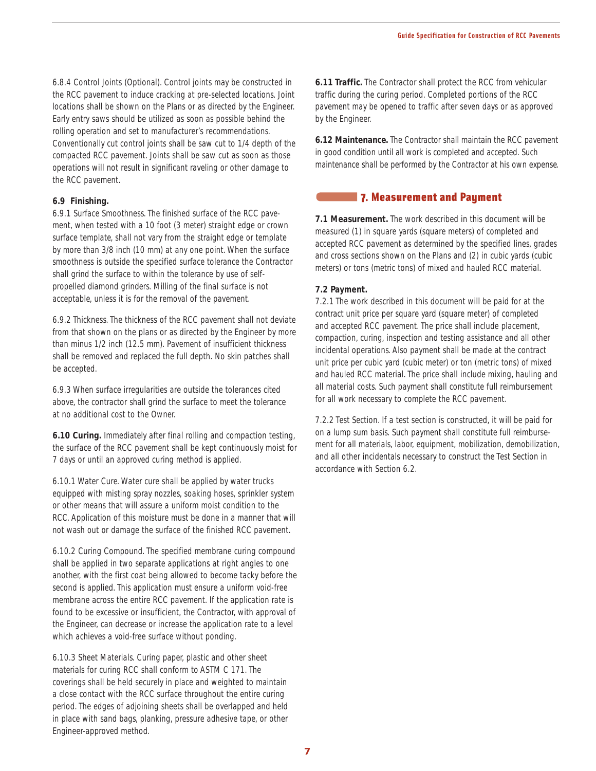6.8.4 Control Joints (Optional). Control joints may be constructed in the RCC pavement to induce cracking at pre-selected locations. Joint locations shall be shown on the Plans or as directed by the Engineer. Early entry saws should be utilized as soon as possible behind the rolling operation and set to manufacturer's recommendations. Conventionally cut control joints shall be saw cut to 1/4 depth of the compacted RCC pavement. Joints shall be saw cut as soon as those operations will not result in significant raveling or other damage to the RCC pavement.

**6.9 Finishing.**

6.9.1 Surface Smoothness. The finished surface of the RCC pavement, when tested with a 10 foot (3 meter) straight edge or crown surface template, shall not vary from the straight edge or template by more than 3/8 inch (10 mm) at any one point. When the surface smoothness is outside the specified surface tolerance the Contractor shall grind the surface to within the tolerance by use of self-propelled diamond grinders. Milling of the final surface is not acceptable, unless it is for the removal of the pavement.

6.9.2 Thickness. The thickness of the RCC pavement shall not deviate from that shown on the plans or as directed by the Engineer by more than minus 1/2 inch (12.5 mm). Pavement of insufficient thickness shall be removed and replaced the full depth. No skin patches shall be accepted.

6.9.3 When surface irregularities are outside the tolerances cited above, the contractor shall grind the surface to meet the tolerance at no additional cost to the Owner.

**6.10 Curing.** Immediately after final rolling and compaction testing, the surface of the RCC pavement shall be kept continuously moist for 7 days or until an approved curing method is applied.

6.10.1 Water Cure. Water cure shall be applied by water trucks equipped with misting spray nozzles, soaking hoses, sprinkler system or other means that will assure a uniform moist condition to the RCC. Application of this moisture must be done in a manner that will not wash out or damage the surface of the finished RCC pavement.

6.10.2 Curing Compound. The specified membrane curing compound shall be applied in two separate applications at right angles to one another, with the first coat being allowed to become tacky before the second is applied. This application must ensure a uniform void-free membrane across the entire RCC pavement. If the application rate is found to be excessive or insufficient, the Contractor, with approval of the Engineer, can decrease or increase the application rate to a level which achieves a void-free surface without ponding.

6.10.3 Sheet Materials. Curing paper, plastic and other sheet materials for curing RCC shall conform to ASTM C 171. The coverings shall be held securely in place and weighted to maintain a close contact with the RCC surface throughout the entire curing period. The edges of adjoining sheets shall be overlapped and held in place with sand bags, planking, pressure adhesive tape, or other Engineer-approved method.

**6.11 Traffic.** The Contractor shall protect the RCC from vehicular traffic during the curing period. Completed portions of the RCC pavement may be opened to traffic after seven days or as approved by the Engineer.

**6.12 Maintenance.** The Contractor shall maintain the RCC pavement in good condition until all work is completed and accepted. Such maintenance shall be performed by the Contractor at his own expense.

## 7. Measurement and Payment

**7.1 Measurement.** The work described in this document will be measured (1) in square yards (square meters) of completed and accepted RCC pavement as determined by the specified lines, grades and cross sections shown on the Plans and (2) in cubic yards (cubic meters) or tons (metric tons) of mixed and hauled RCC material.

**7.2 Payment.**

7.2.1 The work described in this document will be paid for at the contract unit price per square yard (square meter) of completed and accepted RCC pavement. The price shall include placement, compaction, curing, inspection and testing assistance and all other incidental operations. Also payment shall be made at the contract unit price per cubic yard (cubic meter) or ton (metric tons) of mixed and hauled RCC material. The price shall include mixing, hauling and all material costs. Such payment shall constitute full reimbursement for all work necessary to complete the RCC pavement.

7.2.2 Test Section. If a test section is constructed, it will be paid for on a lump sum basis. Such payment shall constitute full reimbursement for all materials, labor, equipment, mobilization, demobilization, and all other incidentals necessary to construct the Test Section in accordance with Section 6.2.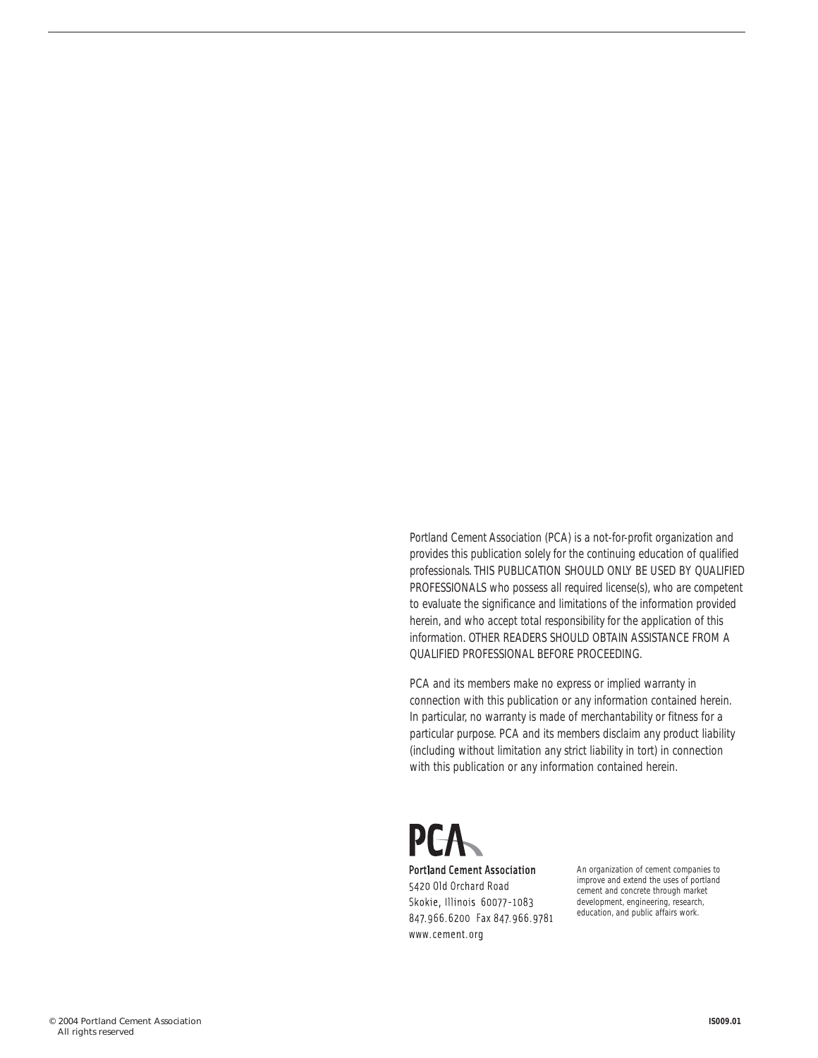Portland Cement Association (PCA) is a not-for-profit organization and provides this publication solely for the continuing education of qualified professionals. THIS PUBLICATION SHOULD ONLY BE USED BY QUALIFIED PROFESSIONALS who possess all required license(s), who are competent to evaluate the significance and limitations of the information provided herein, and who accept total responsibility for the application of this information. OTHER READERS SHOULD OBTAIN ASSISTANCE FROM A QUALIFIED PROFESSIONAL BEFORE PROCEEDING.

PCA and its members make no express or implied warranty in connection with this publication or any information contained herein. In particular, no warranty is made of merchantability or fitness for a particular purpose. PCA and its members disclaim any product liability (including without limitation any strict liability in tort) in connection with this publication or any information contained herein.

PCA

Portland Cement Association
5420 Old Orchard Road
Skokie, Illinois 60077-1083
847.966.6200 Fax 847.966.9781
www.cement.org

An organization of cement companies to improve and extend the uses of portland cement and concrete through market development, engineering, research, education, and public affairs work.

© 2004 Portland Cement Association
All rights reserved

**IS009.01**